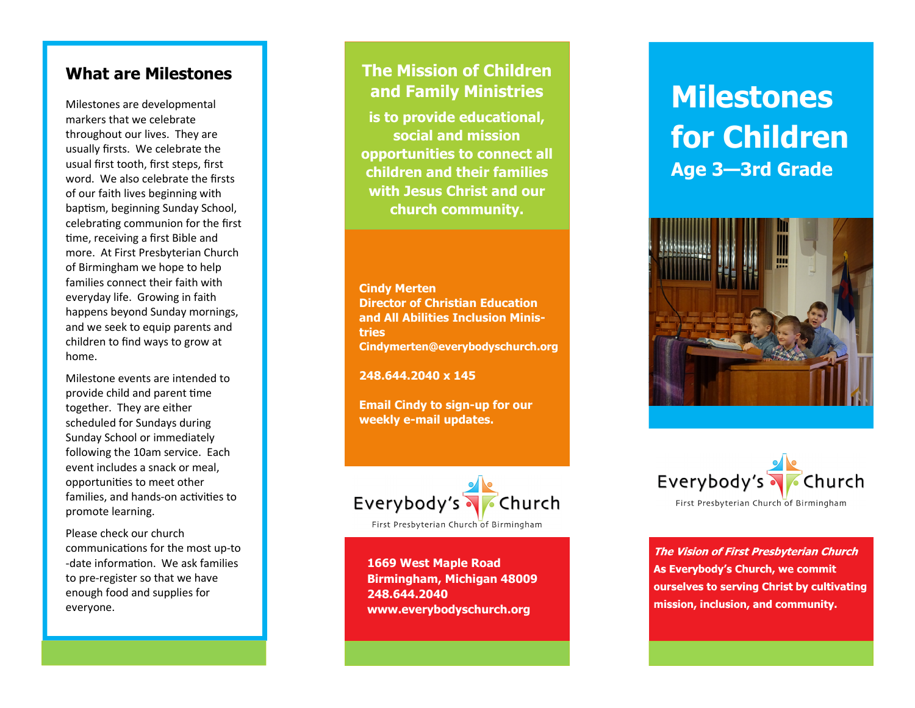## What are Milestones

Milestones are developmental markers that we celebrate throughout our lives. They are usually firsts. We celebrate the usual first tooth, first steps, first word. We also celebrate the firsts of our faith lives beginning with baptism, beginning Sunday School, celebrating communion for the first time, receiving a first Bible and more. At First Presbyterian Church of Birmingham we hope to help families connect their faith with everyday life. Growing in faith happens beyond Sunday mornings, and we seek to equip parents and children to find ways to grow at home.

Milestone events are intended to provide child and parent time together. They are either scheduled for Sundays during Sunday School or immediately following the 10am service. Each event includes a snack or meal, opportunities to meet other families, and hands-on activities to promote learning.

Please check our church communications for the most up-to-date information. We ask families to pre-register so that we have enough food and supplies for everyone.

## The Mission of Children and Family Ministries

**is to provide educational, social and mission opportunities to connect all children and their families with Jesus Christ and our church community.**

**Cindy Merten**
**Director of Christian Education and All Abilities Inclusion Ministries**
**Cindymerten@everybodyschurch.org**

**248.644.2040 x 145**

**Email Cindy to sign-up for our weekly e-mail updates.**

Everybody's Church
First Presbyterian Church of Birmingham

**1669 West Maple Road**
**Birmingham, Michigan 48009**
**248.644.2040**
**www.everybodyschurch.org**

# Milestones for Children

## Age 3—3rd Grade

Everybody's Church
First Presbyterian Church of Birmingham

***The Vision of First Presbyterian Church***
**As Everybody's Church, we commit ourselves to serving Christ by cultivating mission, inclusion, and community.**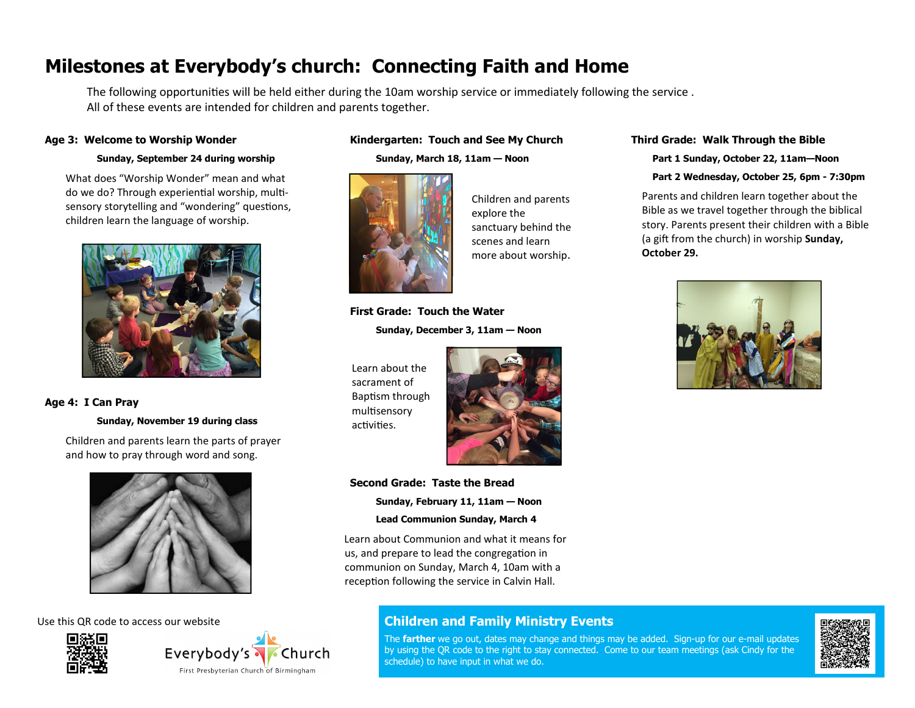# Milestones at Everybody's church: Connecting Faith and Home

The following opportunities will be held either during the 10am worship service or immediately following the service .
All of these events are intended for children and parents together.

### Age 3: Welcome to Worship Wonder

**Sunday, September 24 during worship**

What does "Worship Wonder" mean and what do we do? Through experiential worship, multi-sensory storytelling and "wondering" questions, children learn the language of worship.

### Age 4: I Can Pray

**Sunday, November 19 during class**

Children and parents learn the parts of prayer and how to pray through word and song.

### Kindergarten: Touch and See My Church

**Sunday, March 18, 11am — Noon**

Children and parents explore the sanctuary behind the scenes and learn more about worship.

### First Grade: Touch the Water

**Sunday, December 3, 11am — Noon**

Learn about the sacrament of Baptism through multisensory activities.

### Second Grade: Taste the Bread

**Sunday, February 11, 11am — Noon**

**Lead Communion Sunday, March 4**

Learn about Communion and what it means for us, and prepare to lead the congregation in communion on Sunday, March 4, 10am with a reception following the service in Calvin Hall.

### Third Grade: Walk Through the Bible

**Part 1 Sunday, October 22, 11am—Noon**

**Part 2 Wednesday, October 25, 6pm - 7:30pm**

Parents and children learn together about the Bible as we travel together through the biblical story. Parents present their children with a Bible (a gift from the church) in worship **Sunday, October 29.**

Use this QR code to access our website

Everybody's Church
First Presbyterian Church of Birmingham

## Children and Family Ministry Events

The **farther** we go out, dates may change and things may be added. Sign-up for our e-mail updates by using the QR code to the right to stay connected. Come to our team meetings (ask Cindy for the schedule) to have input in what we do.